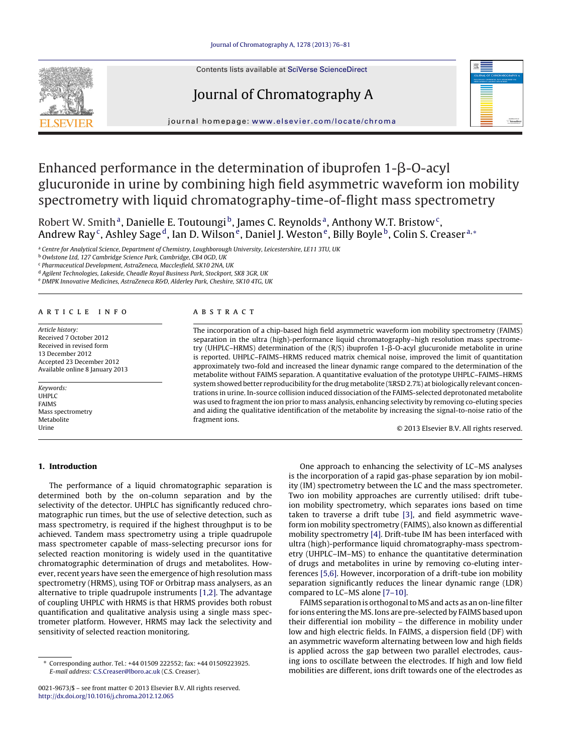# Enhanced performance in the determination of ibuprofen 1-β-O-acyl glucuronide in urine by combining high field asymmetric waveform ion mobility spectrometry with liquid chromatography-time-of-flight mass spectrometry

Robert W. Smith[a], Danielle E. Toutoungi[b], James C. Reynolds[a], Anthony W.T. Bristow[c], Andrew Ray[c], Ashley Sage[d], Ian D. Wilson[e], Daniel J. Weston[e], Billy Boyle[b], Colin S. Creaser[a,*]

[a] Centre for Analytical Science, Department of Chemistry, Loughborough University, Leicestershire, LE11 3TU, UK
[b] Owlstone Ltd, 127 Cambridge Science Park, Cambridge, CB4 0GD, UK
[c] Pharmaceutical Development, AstraZeneca, Macclesfield, SK10 2NA, UK
[d] Agilent Technologies, Lakeside, Cheadle Royal Business Park, Stockport, SK8 3GR, UK
[e] DMPK Innovative Medicines, AstraZeneca R&D, Alderley Park, Cheshire, SK10 4TG, UK

## ARTICLE INFO

*Article history:*
Received 7 October 2012
Received in revised form 13 December 2012
Accepted 23 December 2012
Available online 8 January 2013

*Keywords:*
UHPLC
FAIMS
Mass spectrometry
Metabolite
Urine

## ABSTRACT

The incorporation of a chip-based high field asymmetric waveform ion mobility spectrometry (FAIMS) separation in the ultra (high)-performance liquid chromatography–high resolution mass spectrometry (UHPLC–HRMS) determination of the (R/S) ibuprofen 1-β-O-acyl glucuronide metabolite in urine is reported. UHPLC–FAIMS–HRMS reduced matrix chemical noise, improved the limit of quantitation approximately two-fold and increased the linear dynamic range compared to the determination of the metabolite without FAIMS separation. A quantitative evaluation of the prototype UHPLC–FAIMS–HRMS system showed better reproducibility for the drug metabolite (%RSD 2.7%) at biologically relevant concentrations in urine. In-source collision induced dissociation of the FAIMS-selected deprotonated metabolite was used to fragment the ion prior to mass analysis, enhancing selectivity by removing co-eluting species and aiding the qualitative identification of the metabolite by increasing the signal-to-noise ratio of the fragment ions.

© 2013 Elsevier B.V. All rights reserved.

## 1. Introduction

The performance of a liquid chromatographic separation is determined both by the on-column separation and by the selectivity of the detector. UHPLC has significantly reduced chromatographic run times, but the use of selective detection, such as mass spectrometry, is required if the highest throughput is to be achieved. Tandem mass spectrometry using a triple quadrupole mass spectrometer capable of mass-selecting precursor ions for selected reaction monitoring is widely used in the quantitative chromatographic determination of drugs and metabolites. However, recent years have seen the emergence of high resolution mass spectrometry (HRMS), using TOF or Orbitrap mass analysers, as an alternative to triple quadrupole instruments [1,2]. The advantage of coupling UHPLC with HRMS is that HRMS provides both robust quantification and qualitative analysis using a single mass spectrometer platform. However, HRMS may lack the selectivity and sensitivity of selected reaction monitoring.

One approach to enhancing the selectivity of LC–MS analyses is the incorporation of a rapid gas-phase separation by ion mobility (IM) spectrometry between the LC and the mass spectrometer. Two ion mobility approaches are currently utilised: drift tube-ion mobility spectrometry, which separates ions based on time taken to traverse a drift tube [3], and field asymmetric waveform ion mobility spectrometry (FAIMS), also known as differential mobility spectrometry [4]. Drift-tube IM has been interfaced with ultra (high)-performance liquid chromatography-mass spectrometry (UHPLC–IM–MS) to enhance the quantitative determination of drugs and metabolites in urine by removing co-eluting interferences [5,6]. However, incorporation of a drift-tube ion mobility separation significantly reduces the linear dynamic range (LDR) compared to LC–MS alone [7–10].

FAIMS separation is orthogonal to MS and acts as an on-line filter for ions entering the MS. Ions are pre-selected by FAIMS based upon their differential ion mobility – the difference in mobility under low and high electric fields. In FAIMS, a dispersion field (DF) with an asymmetric waveform alternating between low and high fields is applied across the gap between two parallel electrodes, causing ions to oscillate between the electrodes. If high and low field mobilities are different, ions drift towards one of the electrodes as

\* Corresponding author. Tel.: +44 01509 222552; fax: +44 01509223925.
*E-mail address:* C.S.Creaser@lboro.ac.uk (C.S. Creaser).

0021-9673/$ – see front matter © 2013 Elsevier B.V. All rights reserved.
http://dx.doi.org/10.1016/j.chroma.2012.12.065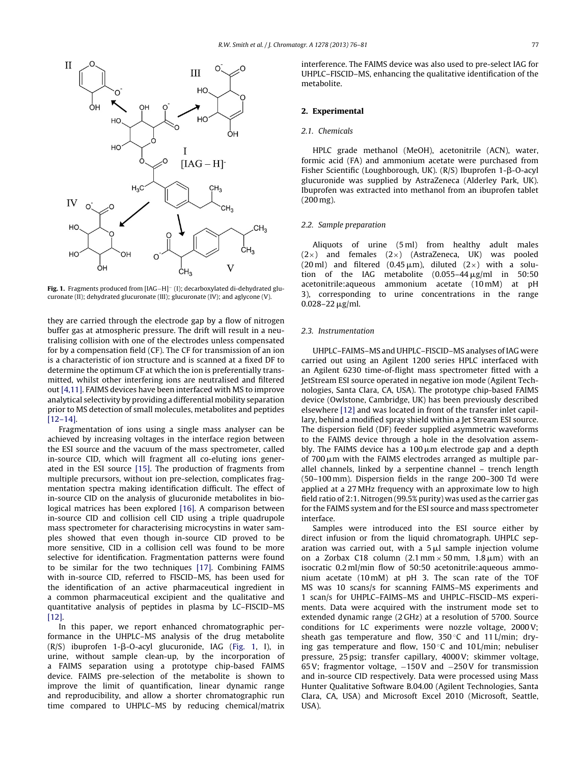**Fig. 1.** Fragments produced from $[IAG-H]^-$ (I); decarboxylated di-dehydrated glucuronate (II); dehydrated glucuronate (III); glucuronate (IV); and aglycone (V).

they are carried through the electrode gap by a flow of nitrogen buffer gas at atmospheric pressure. The drift will result in a neutralising collision with one of the electrodes unless compensated for by a compensation field (CF). The CF for transmission of an ion is a characteristic of ion structure and is scanned at a fixed DF to determine the optimum CF at which the ion is preferentially transmitted, whilst other interfering ions are neutralised and filtered out [4,11]. FAIMS devices have been interfaced with MS to improve analytical selectivity by providing a differential mobility separation prior to MS detection of small molecules, metabolites and peptides [12–14].

Fragmentation of ions using a single mass analyser can be achieved by increasing voltages in the interface region between the ESI source and the vacuum of the mass spectrometer, called in-source CID, which will fragment all co-eluting ions generated in the ESI source [15]. The production of fragments from multiple precursors, without ion pre-selection, complicates fragmentation spectra making identification difficult. The effect of in-source CID on the analysis of glucuronide metabolites in biological matrices has been explored [16]. A comparison between in-source CID and collision cell CID using a triple quadrupole mass spectrometer for characterising microcystins in water samples showed that even though in-source CID proved to be more sensitive, CID in a collision cell was found to be more selective for identification. Fragmentation patterns were found to be similar for the two techniques [17]. Combining FAIMS with in-source CID, referred to FISCID–MS, has been used for the identification of an active pharmaceutical ingredient in a common pharmaceutical excipient and the qualitative and quantitative analysis of peptides in plasma by LC–FISCID–MS [12].

In this paper, we report enhanced chromatographic performance in the UHPLC–MS analysis of the drug metabolite (R/S) ibuprofen 1-β-O-acyl glucuronide, IAG (Fig. 1, I), in urine, without sample clean-up, by the incorporation of a FAIMS separation using a prototype chip-based FAIMS device. FAIMS pre-selection of the metabolite is shown to improve the limit of quantification, linear dynamic range and reproducibility, and allow a shorter chromatographic run time compared to UHPLC–MS by reducing chemical/matrix interference. The FAIMS device was also used to pre-select IAG for UHPLC–FISCID–MS, enhancing the qualitative identification of the metabolite.

## 2. Experimental

### 2.1. Chemicals

HPLC grade methanol (MeOH), acetonitrile (ACN), water, formic acid (FA) and ammonium acetate were purchased from Fisher Scientific (Loughborough, UK). (R/S) Ibuprofen 1-β-O-acyl glucuronide was supplied by AstraZeneca (Alderley Park, UK). Ibuprofen was extracted into methanol from an ibuprofen tablet (200 mg).

### 2.2. Sample preparation

Aliquots of urine (5 ml) from healthy adult males (2×) and females (2×) (AstraZeneca, UK) was pooled (20 ml) and filtered (0.45 μm), diluted (2×) with a solution of the IAG metabolite (0.055–44 μg/ml in 50:50 acetonitrile:aqueous ammonium acetate (10 mM) at pH 3), corresponding to urine concentrations in the range 0.028–22 μg/ml.

### 2.3. Instrumentation

UHPLC–FAIMS–MS and UHPLC–FISCID–MS analyses of IAG were carried out using an Agilent 1200 series HPLC interfaced with an Agilent 6230 time-of-flight mass spectrometer fitted with a JetStream ESI source operated in negative ion mode (Agilent Technologies, Santa Clara, CA, USA). The prototype chip-based FAIMS device (Owlstone, Cambridge, UK) has been previously described elsewhere [12] and was located in front of the transfer inlet capillary, behind a modified spray shield within a Jet Stream ESI source. The dispersion field (DF) feeder supplied asymmetric waveforms to the FAIMS device through a hole in the desolvation assembly. The FAIMS device has a 100 μm electrode gap and a depth of 700 μm with the FAIMS electrodes arranged as multiple parallel channels, linked by a serpentine channel – trench length (50–100 mm). Dispersion fields in the range 200–300 Td were applied at a 27 MHz frequency with an approximate low to high field ratio of 2:1. Nitrogen (99.5% purity) was used as the carrier gas for the FAIMS system and for the ESI source and mass spectrometer interface.

Samples were introduced into the ESI source either by direct infusion or from the liquid chromatograph. UHPLC separation was carried out, with a 5 μl sample injection volume on a Zorbax C18 column (2.1 mm × 50 mm, 1.8 μm) with an isocratic 0.2 ml/min flow of 50:50 acetonitrile:aqueous ammonium acetate (10 mM) at pH 3. The scan rate of the TOF MS was 10 scans/s for scanning FAIMS–MS experiments and 1 scan/s for UHPLC–FAIMS–MS and UHPLC–FISCID–MS experiments. Data were acquired with the instrument mode set to extended dynamic range (2 GHz) at a resolution of 5700. Source conditions for LC experiments were nozzle voltage, 2000 V; sheath gas temperature and flow, 350 °C and 11 L/min; drying gas temperature and flow, 150 °C and 10 L/min; nebuliser pressure, 25 psig; transfer capillary, 4000 V; skimmer voltage, 65 V; fragmentor voltage, −150 V and −250 V for transmission and in-source CID respectively. Data were processed using Mass Hunter Qualitative Software B.04.00 (Agilent Technologies, Santa Clara, CA, USA) and Microsoft Excel 2010 (Microsoft, Seattle, USA).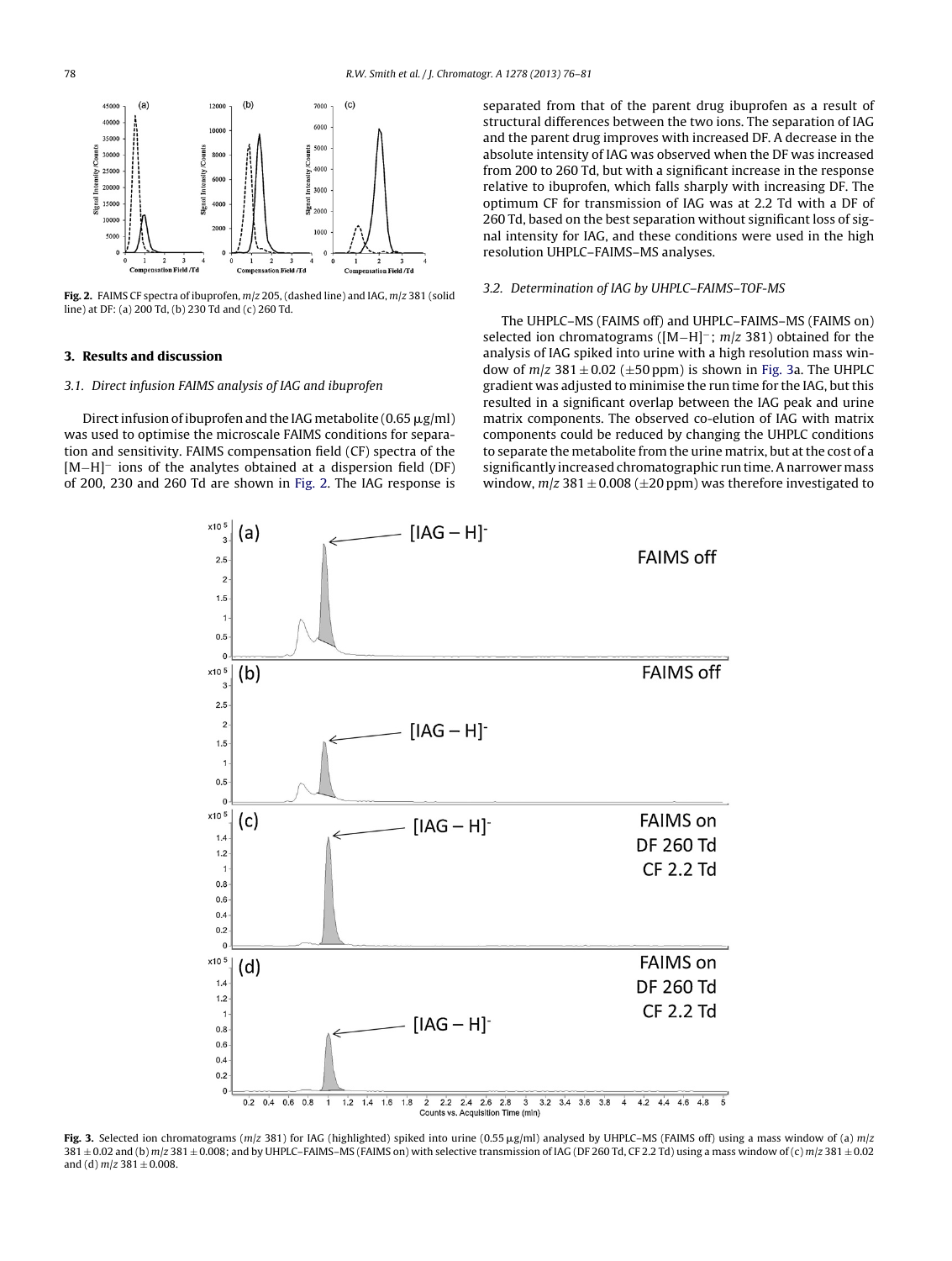Fig. 2. FAIMS CF spectra of ibuprofen, $m/z$ 205, (dashed line) and IAG, $m/z$ 381 (solid line) at DF: (a) 200 Td, (b) 230 Td and (c) 260 Td.

## 3. Results and discussion

### 3.1. Direct infusion FAIMS analysis of IAG and ibuprofen

Direct infusion of ibuprofen and the IAG metabolite (0.65 μg/ml) was used to optimise the microscale FAIMS conditions for separation and sensitivity. FAIMS compensation field (CF) spectra of the $[M-H]^-$ ions of the analytes obtained at a dispersion field (DF) of 200, 230 and 260 Td are shown in Fig. 2. The IAG response is separated from that of the parent drug ibuprofen as a result of structural differences between the two ions. The separation of IAG and the parent drug improves with increased DF. A decrease in the absolute intensity of IAG was observed when the DF was increased from 200 to 260 Td, but with a significant increase in the response relative to ibuprofen, which falls sharply with increasing DF. The optimum CF for transmission of IAG was at 2.2 Td with a DF of 260 Td, based on the best separation without significant loss of signal intensity for IAG, and these conditions were used in the high resolution UHPLC–FAIMS–MS analyses.

### 3.2. Determination of IAG by UHPLC–FAIMS–TOF-MS

The UHPLC–MS (FAIMS off) and UHPLC–FAIMS–MS (FAIMS on) selected ion chromatograms ($[M-H]^-$; $m/z$ 381) obtained for the analysis of IAG spiked into urine with a high resolution mass window of $m/z$ 381 ± 0.02 (±50 ppm) is shown in Fig. 3a. The UHPLC gradient was adjusted to minimise the run time for the IAG, but this resulted in a significant overlap between the IAG peak and urine matrix components. The observed co-elution of IAG with matrix components could be reduced by changing the UHPLC conditions to separate the metabolite from the urine matrix, but at the cost of a significantly increased chromatographic run time. A narrower mass window, $m/z$ 381 ± 0.008 (±20 ppm) was therefore investigated to

Fig. 3. Selected ion chromatograms ($m/z$ 381) for IAG (highlighted) spiked into urine (0.55 μg/ml) analysed by UHPLC–MS (FAIMS off) using a mass window of (a) $m/z$ 381 ± 0.02 and (b) $m/z$ 381 ± 0.008; and by UHPLC–FAIMS–MS (FAIMS on) with selective transmission of IAG (DF 260 Td, CF 2.2 Td) using a mass window of (c) $m/z$ 381 ± 0.02 and (d) $m/z$ 381 ± 0.008.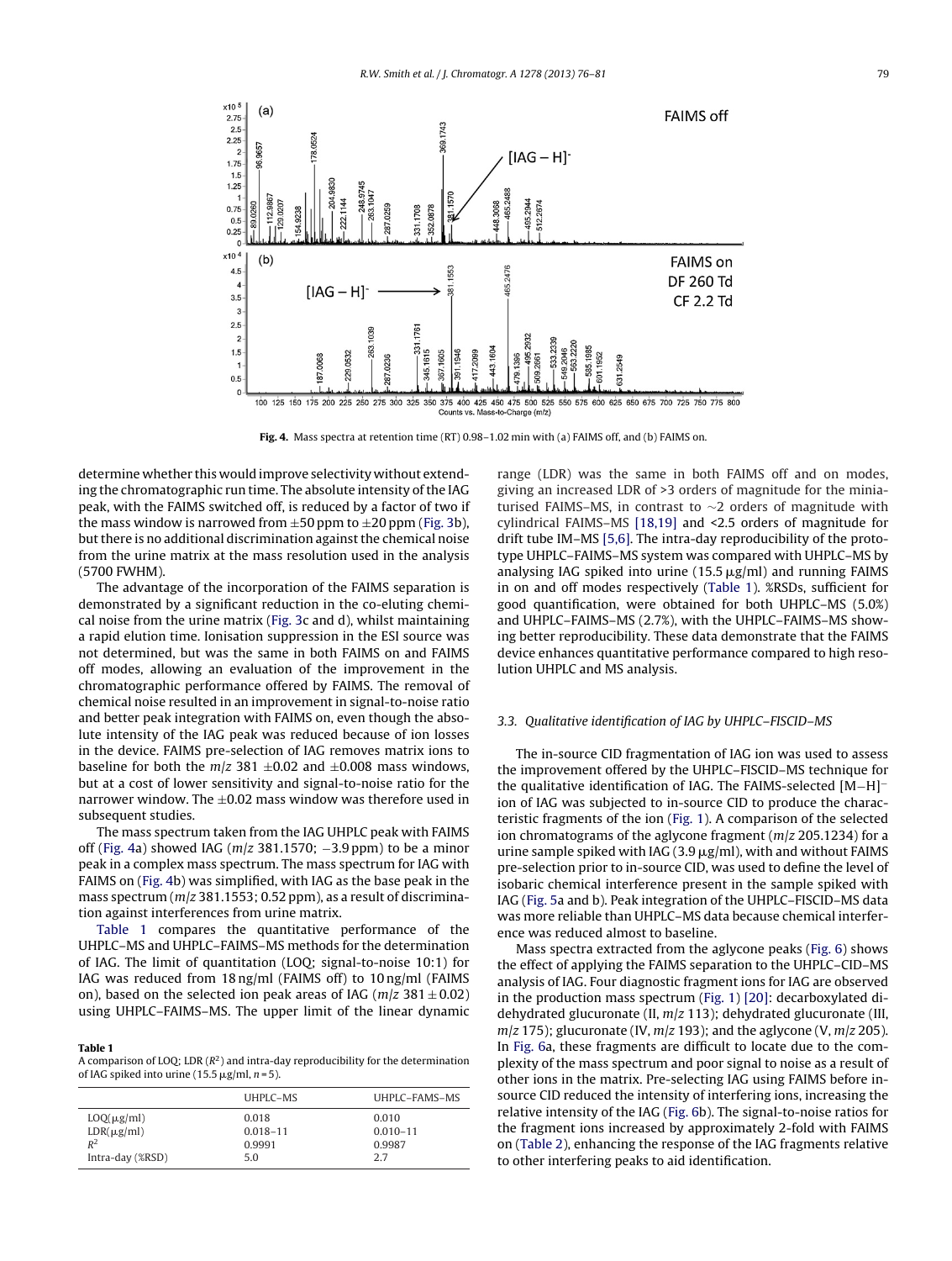**Fig. 4.** Mass spectra at retention time (RT) 0.98–1.02 min with (a) FAIMS off, and (b) FAIMS on.

determine whether this would improve selectivity without extending the chromatographic run time. The absolute intensity of the IAG peak, with the FAIMS switched off, is reduced by a factor of two if the mass window is narrowed from ±50 ppm to ±20 ppm (Fig. 3b), but there is no additional discrimination against the chemical noise from the urine matrix at the mass resolution used in the analysis (5700 FWHM).

The advantage of the incorporation of the FAIMS separation is demonstrated by a significant reduction in the co-eluting chemical noise from the urine matrix (Fig. 3c and d), whilst maintaining a rapid elution time. Ionisation suppression in the ESI source was not determined, but was the same in both FAIMS on and FAIMS off modes, allowing an evaluation of the improvement in the chromatographic performance offered by FAIMS. The removal of chemical noise resulted in an improvement in signal-to-noise ratio and better peak integration with FAIMS on, even though the absolute intensity of the IAG peak was reduced because of ion losses in the device. FAIMS pre-selection of IAG removes matrix ions to baseline for both the $m/z$ 381 ±0.02 and ±0.008 mass windows, but at a cost of lower sensitivity and signal-to-noise ratio for the narrower window. The ±0.02 mass window was therefore used in subsequent studies.

The mass spectrum taken from the IAG UHPLC peak with FAIMS off (Fig. 4a) showed IAG ($m/z$ 381.1570; −3.9 ppm) to be a minor peak in a complex mass spectrum. The mass spectrum for IAG with FAIMS on (Fig. 4b) was simplified, with IAG as the base peak in the mass spectrum ($m/z$ 381.1553; 0.52 ppm), as a result of discrimination against interferences from urine matrix.

Table 1 compares the quantitative performance of the UHPLC–MS and UHPLC–FAIMS–MS methods for the determination of IAG. The limit of quantitation (LOQ; signal-to-noise 10:1) for IAG was reduced from 18 ng/ml (FAIMS off) to 10 ng/ml (FAIMS on), based on the selected ion peak areas of IAG ($m/z$ 381 ± 0.02) using UHPLC–FAIMS–MS. The upper limit of the linear dynamic range (LDR) was the same in both FAIMS off and on modes, giving an increased LDR of >3 orders of magnitude for the miniaturised FAIMS–MS, in contrast to ~2 orders of magnitude with cylindrical FAIMS–MS [18,19] and <2.5 orders of magnitude for drift tube IM–MS [5,6]. The intra-day reproducibility of the prototype UHPLC–FAIMS–MS system was compared with UHPLC–MS by analysing IAG spiked into urine (15.5 μg/ml) and running FAIMS in on and off modes respectively (Table 1). %RSDs, sufficient for good quantification, were obtained for both UHPLC–MS (5.0%) and UHPLC–FAIMS–MS (2.7%), with the UHPLC–FAIMS–MS showing better reproducibility. These data demonstrate that the FAIMS device enhances quantitative performance compared to high resolution UHPLC and MS analysis.

**Table 1**
A comparison of LOQ; LDR ($R^2$) and intra-day reproducibility for the determination of IAG spiked into urine (15.5 μg/ml, $n = 5$).

| | UHPLC–MS | UHPLC–FAMS–MS |
|---|---|---|
| LOQ(μg/ml) | 0.018 | 0.010 |
| LDR(μg/ml) | 0.018–11 | 0.010–11 |
| $R^2$ | 0.9991 | 0.9987 |
| Intra-day (%RSD) | 5.0 | 2.7 |

### 3.3. Qualitative identification of IAG by UHPLC–FISCID–MS

The in-source CID fragmentation of IAG ion was used to assess the improvement offered by the UHPLC–FISCID–MS technique for the qualitative identification of IAG. The FAIMS-selected $[M-H]^-$ ion of IAG was subjected to in-source CID to produce the characteristic fragments of the ion (Fig. 1). A comparison of the selected ion chromatograms of the aglycone fragment ($m/z$ 205.1234) for a urine sample spiked with IAG (3.9 μg/ml), with and without FAIMS pre-selection prior to in-source CID, was used to define the level of isobaric chemical interference present in the sample spiked with IAG (Fig. 5a and b). Peak integration of the UHPLC–FISCID–MS data was more reliable than UHPLC–MS data because chemical interference was reduced almost to baseline.

Mass spectra extracted from the aglycone peaks (Fig. 6) shows the effect of applying the FAIMS separation to the UHPLC–CID–MS analysis of IAG. Four diagnostic fragment ions for IAG are observed in the production mass spectrum (Fig. 1) [20]: decarboxylated didehydrated glucuronate (II, $m/z$ 113); dehydrated glucuronate (III, $m/z$ 175); glucuronate (IV, $m/z$ 193); and the aglycone (V, $m/z$ 205). In Fig. 6a, these fragments are difficult to locate due to the complexity of the mass spectrum and poor signal to noise as a result of other ions in the matrix. Pre-selecting IAG using FAIMS before in-source CID reduced the intensity of interfering ions, increasing the relative intensity of the IAG (Fig. 6b). The signal-to-noise ratios for the fragment ions increased by approximately 2-fold with FAIMS on (Table 2), enhancing the response of the IAG fragments relative to other interfering peaks to aid identification.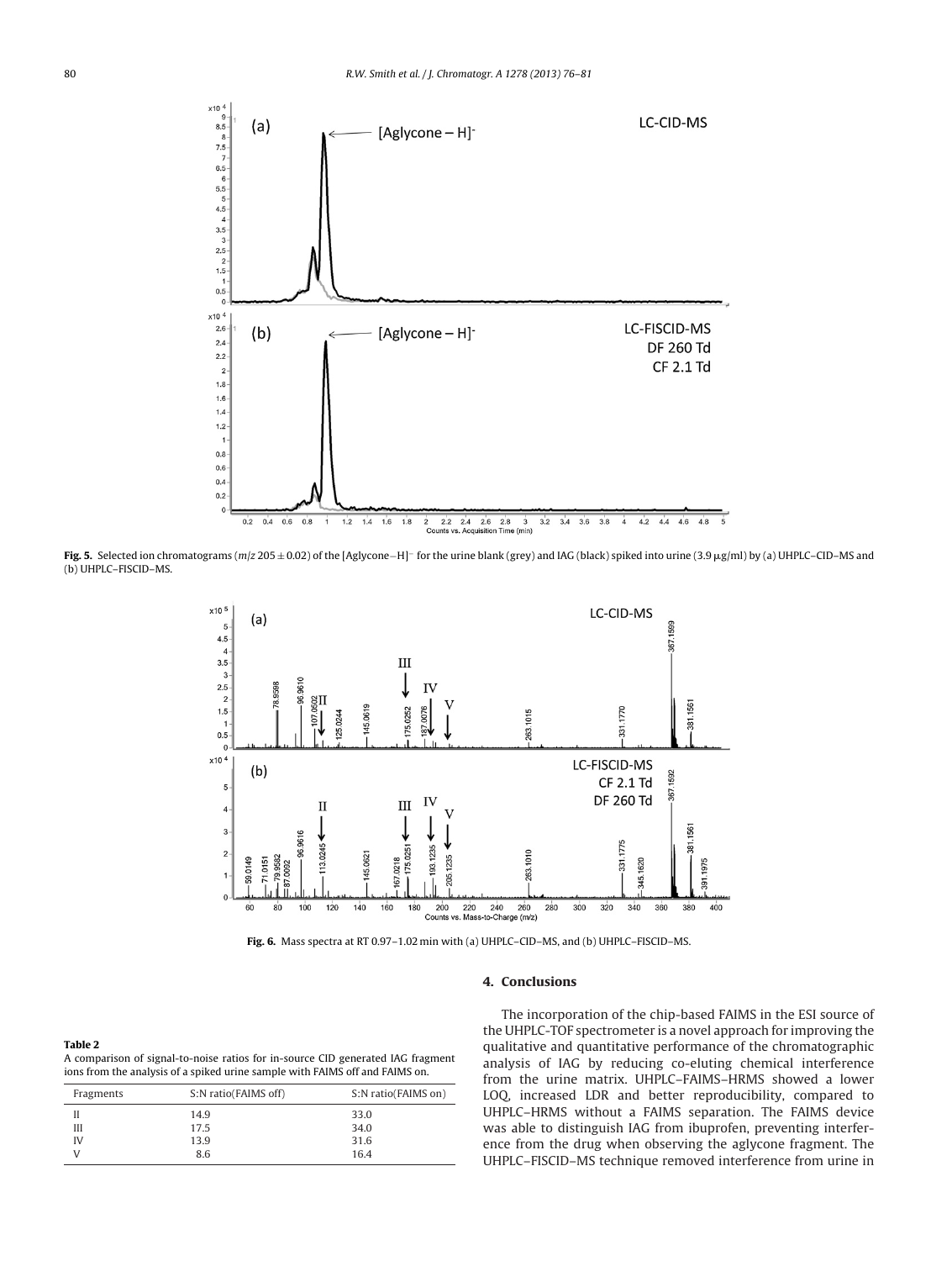**Fig. 5.** Selected ion chromatograms ($m/z$ 205 ± 0.02) of the [Aglycone−H]$^-$ for the urine blank (grey) and IAG (black) spiked into urine (3.9 μg/ml) by (a) UHPLC–CID–MS and (b) UHPLC–FISCID–MS.

**Fig. 6.** Mass spectra at RT 0.97–1.02 min with (a) UHPLC–CID–MS, and (b) UHPLC–FISCID–MS.

**Table 2**
A comparison of signal-to-noise ratios for in-source CID generated IAG fragment ions from the analysis of a spiked urine sample with FAIMS off and FAIMS on.

| Fragments | S:N ratio(FAIMS off) | S:N ratio(FAIMS on) |
|---|---|---|
| II | 14.9 | 33.0 |
| III | 17.5 | 34.0 |
| IV | 13.9 | 31.6 |
| V | 8.6 | 16.4 |

## 4. Conclusions

The incorporation of the chip-based FAIMS in the ESI source of the UHPLC-TOF spectrometer is a novel approach for improving the qualitative and quantitative performance of the chromatographic analysis of IAG by reducing co-eluting chemical interference from the urine matrix. UHPLC–FAIMS–HRMS showed a lower LOQ, increased LDR and better reproducibility, compared to UHPLC–HRMS without a FAIMS separation. The FAIMS device was able to distinguish IAG from ibuprofen, preventing interference from the drug when observing the aglycone fragment. The UHPLC–FISCID–MS technique removed interference from urine in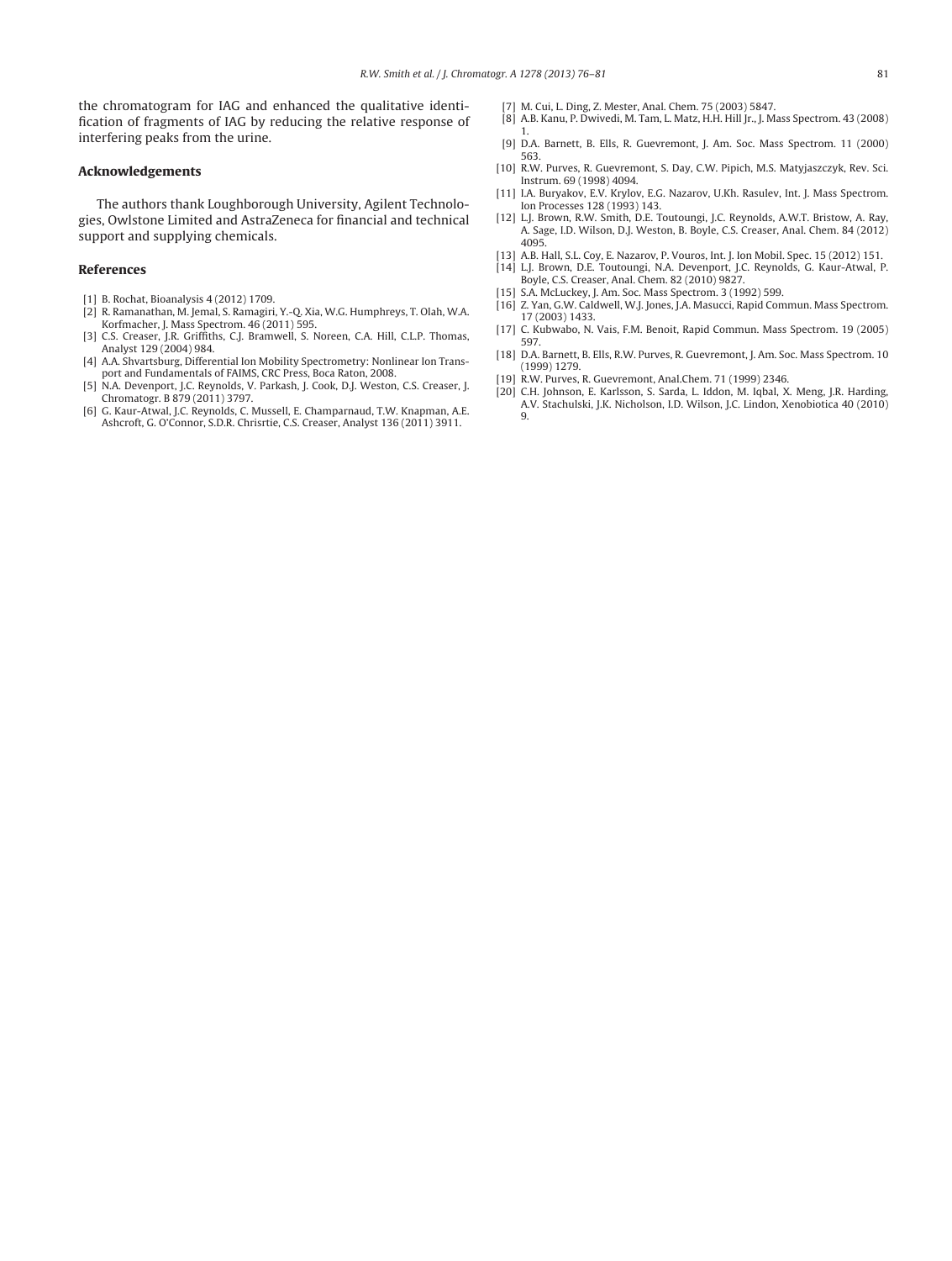the chromatogram for IAG and enhanced the qualitative identification of fragments of IAG by reducing the relative response of interfering peaks from the urine.

## Acknowledgements

The authors thank Loughborough University, Agilent Technologies, Owlstone Limited and AstraZeneca for financial and technical support and supplying chemicals.

## References

[1] B. Rochat, Bioanalysis 4 (2012) 1709.

[2] R. Ramanathan, M. Jemal, S. Ramagiri, Y.-Q. Xia, W.G. Humphreys, T. Olah, W.A. Korfmacher, J. Mass Spectrom. 46 (2011) 595.

[3] C.S. Creaser, J.R. Griffiths, C.J. Bramwell, S. Noreen, C.A. Hill, C.L.P. Thomas, Analyst 129 (2004) 984.

[4] A.A. Shvartsburg, Differential Ion Mobility Spectrometry: Nonlinear Ion Transport and Fundamentals of FAIMS, CRC Press, Boca Raton, 2008.

[5] N.A. Devenport, J.C. Reynolds, V. Parkash, J. Cook, D.J. Weston, C.S. Creaser, J. Chromatogr. B 879 (2011) 3797.

[6] G. Kaur-Atwal, J.C. Reynolds, C. Mussell, E. Champarnaud, T.W. Knapman, A.E. Ashcroft, G. O'Connor, S.D.R. Chrisrtie, C.S. Creaser, Analyst 136 (2011) 3911.

[7] M. Cui, L. Ding, Z. Mester, Anal. Chem. 75 (2003) 5847.

[8] A.B. Kanu, P. Dwivedi, M. Tam, L. Matz, H.H. Hill Jr., J. Mass Spectrom. 43 (2008) 1.

[9] D.A. Barnett, B. Ells, R. Guevremont, J. Am. Soc. Mass Spectrom. 11 (2000) 563.

[10] R.W. Purves, R. Guevremont, S. Day, C.W. Pipich, M.S. Matyjaszczyk, Rev. Sci. Instrum. 69 (1998) 4094.

[11] I.A. Buryakov, E.V. Krylov, E.G. Nazarov, U.Kh. Rasulev, Int. J. Mass Spectrom. Ion Processes 128 (1993) 143.

[12] L.J. Brown, R.W. Smith, D.E. Toutoungi, J.C. Reynolds, A.W.T. Bristow, A. Ray, A. Sage, I.D. Wilson, D.J. Weston, B. Boyle, C.S. Creaser, Anal. Chem. 84 (2012) 4095.

[13] A.B. Hall, S.L. Coy, E. Nazarov, P. Vouros, Int. J. Ion Mobil. Spec. 15 (2012) 151.

[14] L.J. Brown, D.E. Toutoungi, N.A. Devenport, J.C. Reynolds, G. Kaur-Atwal, P. Boyle, C.S. Creaser, Anal. Chem. 82 (2010) 9827.

[15] S.A. McLuckey, J. Am. Soc. Mass Spectrom. 3 (1992) 599.

[16] Z. Yan, G.W. Caldwell, W.J. Jones, J.A. Masucci, Rapid Commun. Mass Spectrom. 17 (2003) 1433.

[17] C. Kubwabo, N. Vais, F.M. Benoit, Rapid Commun. Mass Spectrom. 19 (2005) 597.

[18] D.A. Barnett, B. Ells, R.W. Purves, R. Guevremont, J. Am. Soc. Mass Spectrom. 10 (1999) 1279.

[19] R.W. Purves, R. Guevremont, Anal.Chem. 71 (1999) 2346.

[20] C.H. Johnson, E. Karlsson, S. Sarda, L. Iddon, M. Iqbal, X. Meng, J.R. Harding, A.V. Stachulski, J.K. Nicholson, I.D. Wilson, J.C. Lindon, Xenobiotica 40 (2010) 9.